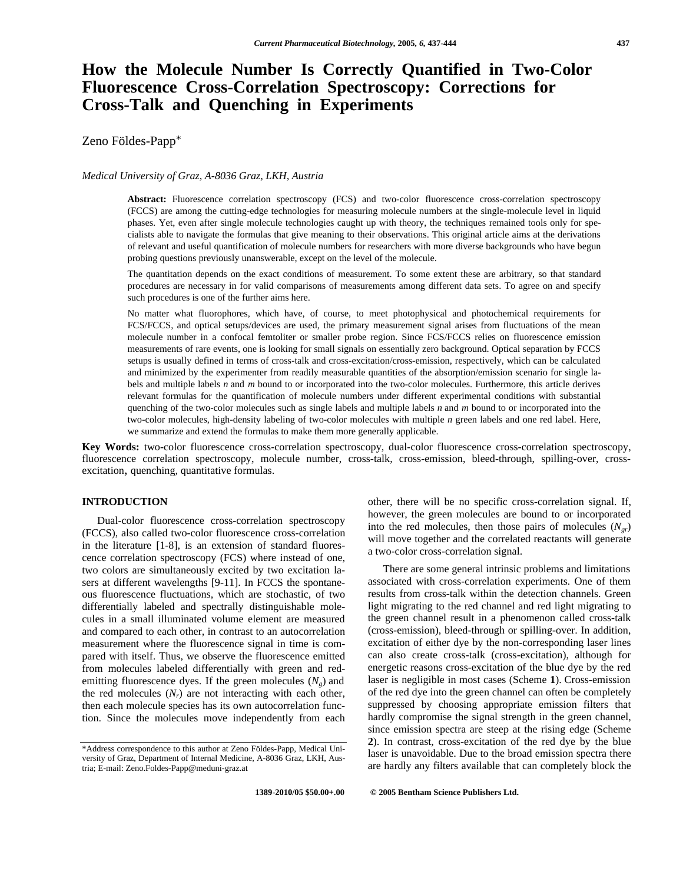# How the Molecule Number Is Correctly Quantified in Two-Color Fluorescence Cross-Correlation Spectroscopy: Corrections for Cross-Talk and Quenching in Experiments

Zeno Földes-Papp*

*Medical University of Graz, A-8036 Graz, LKH, Austria*

**Abstract:** Fluorescence correlation spectroscopy (FCS) and two-color fluorescence cross-correlation spectroscopy (FCCS) are among the cutting-edge technologies for measuring molecule numbers at the single-molecule level in liquid phases. Yet, even after single molecule technologies caught up with theory, the techniques remained tools only for specialists able to navigate the formulas that give meaning to their observations. This original article aims at the derivations of relevant and useful quantification of molecule numbers for researchers with more diverse backgrounds who have begun probing questions previously unanswerable, except on the level of the molecule.

The quantitation depends on the exact conditions of measurement. To some extent these are arbitrary, so that standard procedures are necessary in for valid comparisons of measurements among different data sets. To agree on and specify such procedures is one of the further aims here.

No matter what fluorophores, which have, of course, to meet photophysical and photochemical requirements for FCS/FCCS, and optical setups/devices are used, the primary measurement signal arises from fluctuations of the mean molecule number in a confocal femtoliter or smaller probe region. Since FCS/FCCS relies on fluorescence emission measurements of rare events, one is looking for small signals on essentially zero background. Optical separation by FCCS setups is usually defined in terms of cross-talk and cross-excitation/cross-emission, respectively, which can be calculated and minimized by the experimenter from readily measurable quantities of the absorption/emission scenario for single labels and multiple labels *n* and *m* bound to or incorporated into the two-color molecules. Furthermore, this article derives relevant formulas for the quantification of molecule numbers under different experimental conditions with substantial quenching of the two-color molecules such as single labels and multiple labels *n* and *m* bound to or incorporated into the two-color molecules, high-density labeling of two-color molecules with multiple *n* green labels and one red label. Here, we summarize and extend the formulas to make them more generally applicable.

**Key Words:** two-color fluorescence cross-correlation spectroscopy, dual-color fluorescence cross-correlation spectroscopy, fluorescence correlation spectroscopy, molecule number, cross-talk, cross-emission, bleed-through, spilling-over, cross-excitation, quenching, quantitative formulas.

## INTRODUCTION

Dual-color fluorescence cross-correlation spectroscopy (FCCS), also called two-color fluorescence cross-correlation in the literature [1-8], is an extension of standard fluorescence correlation spectroscopy (FCS) where instead of one, two colors are simultaneously excited by two excitation lasers at different wavelengths [9-11]. In FCCS the spontaneous fluorescence fluctuations, which are stochastic, of two differentially labeled and spectrally distinguishable molecules in a small illuminated volume element are measured and compared to each other, in contrast to an autocorrelation measurement where the fluorescence signal in time is compared with itself. Thus, we observe the fluorescence emitted from molecules labeled differentially with green and red-emitting fluorescence dyes. If the green molecules ($N_g$) and the red molecules ($N_r$) are not interacting with each other, then each molecule species has its own autocorrelation function. Since the molecules move independently from each other, there will be no specific cross-correlation signal. If, however, the green molecules are bound to or incorporated into the red molecules, then those pairs of molecules ($N_{gr}$) will move together and the correlated reactants will generate a two-color cross-correlation signal.

There are some general intrinsic problems and limitations associated with cross-correlation experiments. One of them results from cross-talk within the detection channels. Green light migrating to the red channel and red light migrating to the green channel result in a phenomenon called cross-talk (cross-emission), bleed-through or spilling-over. In addition, excitation of either dye by the non-corresponding laser lines can also create cross-talk (cross-excitation), although for energetic reasons cross-excitation of the blue dye by the red laser is negligible in most cases (Scheme **1**). Cross-emission of the red dye into the green channel can often be completely suppressed by choosing appropriate emission filters that hardly compromise the signal strength in the green channel, since emission spectra are steep at the rising edge (Scheme **2**). In contrast, cross-excitation of the red dye by the blue laser is unavoidable. Due to the broad emission spectra there are hardly any filters available that can completely block the

*Address correspondence to this author at Zeno Földes-Papp, Medical University of Graz, Department of Internal Medicine, A-8036 Graz, LKH, Austria; E-mail: Zeno.Foldes-Papp@meduni-graz.at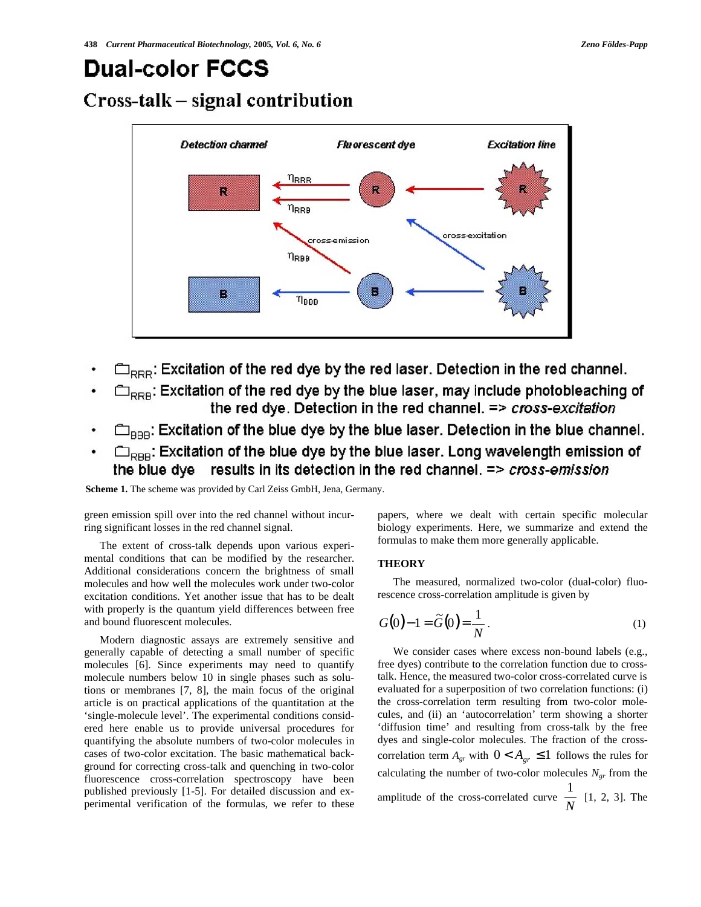# Dual-color FCCS

## Cross-talk – signal contribution

Detection channel

Fluorescent dye

Excitation line

R

$\eta_{RRR}$

$\eta_{RRB}$

R

R

cross-emission

cross-excitation

$\eta_{RBB}$

B

$\eta_{BBB}$

B

B

- $\eta_{RRR}$: Excitation of the red dye by the red laser. Detection in the red channel.
- $\eta_{RRB}$: Excitation of the red dye by the blue laser, may include photobleaching of the red dye. Detection in the red channel. => *cross-excitation*
- $\eta_{BBB}$: Excitation of the blue dye by the blue laser. Detection in the blue channel.
- $\eta_{RBB}$: Excitation of the blue dye by the blue laser. Long wavelength emission of the blue dye results in its detection in the red channel. => *cross-emission*

**Scheme 1.** The scheme was provided by Carl Zeiss GmbH, Jena, Germany.

green emission spill over into the red channel without incurring significant losses in the red channel signal.

The extent of cross-talk depends upon various experimental conditions that can be modified by the researcher. Additional considerations concern the brightness of small molecules and how well the molecules work under two-color excitation conditions. Yet another issue that has to be dealt with properly is the quantum yield differences between free and bound fluorescent molecules.

Modern diagnostic assays are extremely sensitive and generally capable of detecting a small number of specific molecules [6]. Since experiments may need to quantify molecule numbers below 10 in single phases such as solutions or membranes [7, 8], the main focus of the original article is on practical applications of the quantitation at the 'single-molecule level'. The experimental conditions considered here enable us to provide universal procedures for quantifying the absolute numbers of two-color molecules in cases of two-color excitation. The basic mathematical background for correcting cross-talk and quenching in two-color fluorescence cross-correlation spectroscopy have been published previously [1-5]. For detailed discussion and experimental verification of the formulas, we refer to these papers, where we dealt with certain specific molecular biology experiments. Here, we summarize and extend the formulas to make them more generally applicable.

## THEORY

The measured, normalized two-color (dual-color) fluorescence cross-correlation amplitude is given by

$$G(0) - 1 = \tilde{G}(0) = \frac{1}{N}. \tag{1}$$

We consider cases where excess non-bound labels (e.g., free dyes) contribute to the correlation function due to cross-talk. Hence, the measured two-color cross-correlated curve is evaluated for a superposition of two correlation functions: (i) the cross-correlation term resulting from two-color molecules, and (ii) an 'autocorrelation' term showing a shorter 'diffusion time' and resulting from cross-talk by the free dyes and single-color molecules. The fraction of the cross-correlation term $A_{gr}$ with $0 < A_{gr} \leq 1$ follows the rules for calculating the number of two-color molecules $N_{gr}$ from the amplitude of the cross-correlated curve $\frac{1}{N}$ [1, 2, 3]. The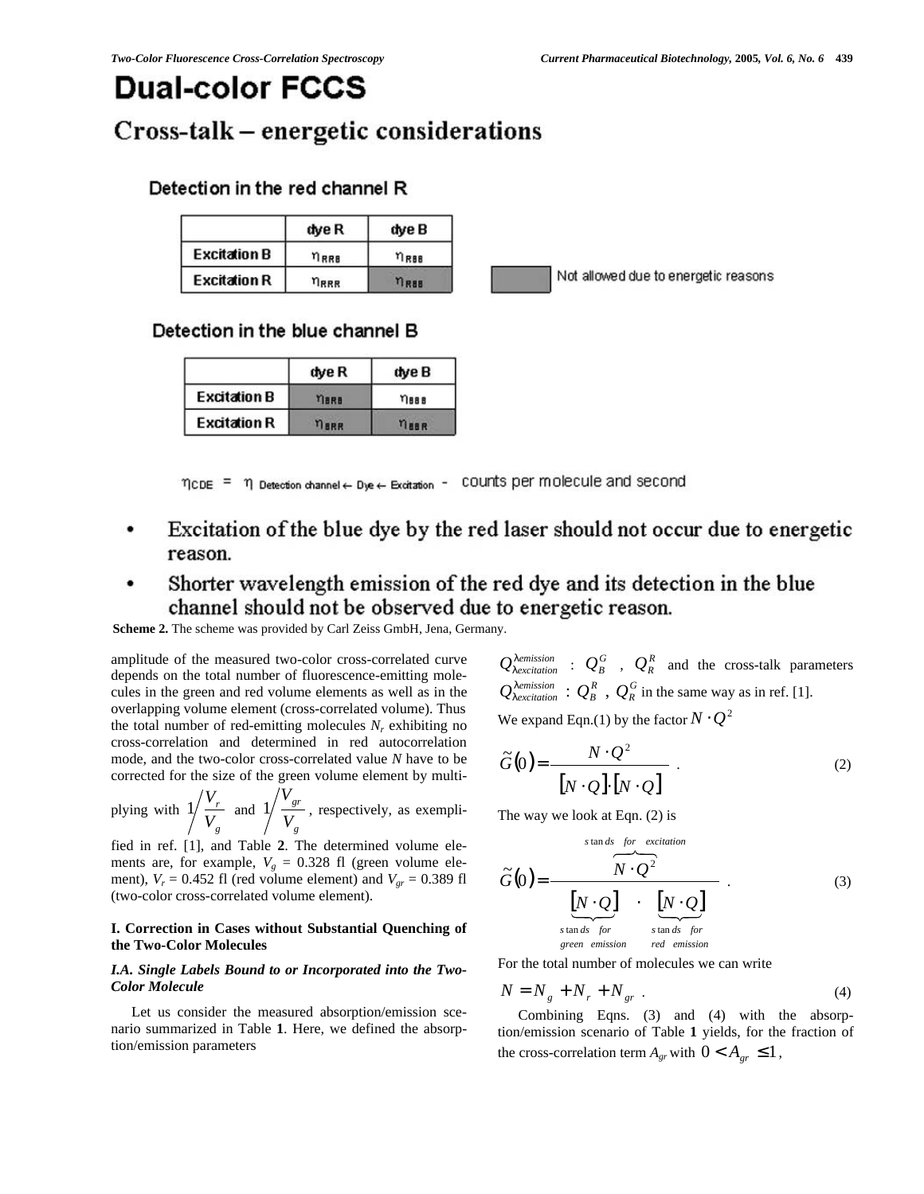# Dual-color FCCS

## Cross-talk – energetic considerations

### Detection in the red channel R

| | dye R | dye B |
|---|---|---|
| Excitation B | $\eta_{RRB}$ | $\eta_{RBB}$ |
| Excitation R | $\eta_{RRR}$ | $\eta_{RBR}$ |

Not allowed due to energetic reasons

### Detection in the blue channel B

| | dye R | dye B |
|---|---|---|
| Excitation B | $\eta_{BRB}$ | $\eta_{BBB}$ |
| Excitation R | $\eta_{BRR}$ | $\eta_{BBR}$ |

$\eta_{CDE} = \eta_{\text{Detection channel} \leftarrow \text{Dye} \leftarrow \text{Excitation}}$ - counts per molecule and second

- Excitation of the blue dye by the red laser should not occur due to energetic reason.
- Shorter wavelength emission of the red dye and its detection in the blue channel should not be observed due to energetic reason.

**Scheme 2.** The scheme was provided by Carl Zeiss GmbH, Jena, Germany.

amplitude of the measured two-color cross-correlated curve depends on the total number of fluorescence-emitting molecules in the green and red volume elements as well as in the overlapping volume element (cross-correlated volume). Thus the total number of red-emitting molecules $N_r$ exhibiting no cross-correlation and determined in red autocorrelation mode, and the two-color cross-correlated value $N$ have to be corrected for the size of the green volume element by multiplying with $1\Big/\frac{V_r}{V_g}$ and $1\Big/\frac{V_{gr}}{V_g}$, respectively, as exemplified in ref. [1], and Table **2**. The determined volume elements are, for example, $V_g$ = 0.328 fl (green volume element), $V_r$ = 0.452 fl (red volume element) and $V_{gr}$ = 0.389 fl (two-color cross-correlated volume element).

**I. Correction in Cases without Substantial Quenching of the Two-Color Molecules**

***I.A. Single Labels Bound to or Incorporated into the Two-Color Molecule***

Let us consider the measured absorption/emission scenario summarized in Table **1**. Here, we defined the absorption/emission parameters

$Q_{\lambda excitation}^{\lambda emission}$ : $Q_B^G$ , $Q_R^R$ and the cross-talk parameters $Q_{\lambda excitation}^{\lambda emission}$ : $Q_B^R$ , $Q_R^G$ in the same way as in ref. [1].

We expand Eqn.(1) by the factor $N \cdot Q^2$

$$\tilde{G}(0) = \frac{N \cdot Q^2}{[N \cdot Q] \cdot [N \cdot Q]} \quad . \tag{2}$$

The way we look at Eqn. (2) is

$$\tilde{G}(0) = \frac{\overbrace{N \cdot Q^2}^{stands\ for\ excitation}}{\underbrace{[N \cdot Q]}_{stands\ for\ green\ emission} \cdot \underbrace{[N \cdot Q]}_{stands\ for\ red\ emission}} \quad . \tag{3}$$

For the total number of molecules we can write

$$N = N_g + N_r + N_{gr} \quad . \tag{4}$$

Combining Eqns. (3) and (4) with the absorption/emission scenario of Table **1** yields, for the fraction of the cross-correlation term $A_{gr}$ with $0 < A_{gr} \leq 1$,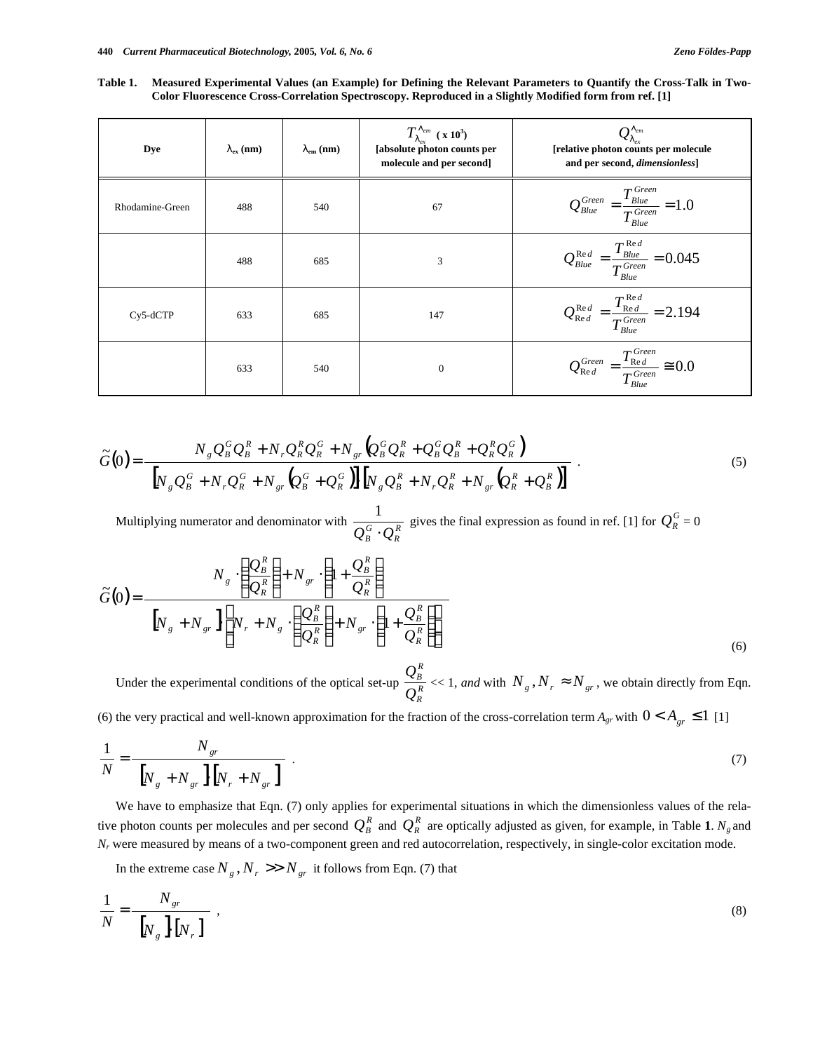**Table 1. Measured Experimental Values (an Example) for Defining the Relevant Parameters to Quantify the Cross-Talk in Two-Color Fluorescence Cross-Correlation Spectroscopy. Reproduced in a Slightly Modified form from ref. [1]**

| Dye | $\lambda_{ex}$ (nm) | $\lambda_{em}$ (nm) | $T_{\lambda_{ex}}^{\lambda_{em}}$ ( x $10^3$) [absolute photon counts per molecule and per second] | $Q_{\lambda_{ex}}^{\lambda_{em}}$ [relative photon counts per molecule and per second, *dimensionless*] |
|---|---|---|---|---|
| Rhodamine-Green | 488 | 540 | 67 | $Q_{Blue}^{Green} = \frac{T_{Blue}^{Green}}{T_{Blue}^{Green}} = 1.0$ |
| | 488 | 685 | 3 | $Q_{Blue}^{Red} = \frac{T_{Blue}^{Red}}{T_{Blue}^{Green}} = 0.045$ |
| Cy5-dCTP | 633 | 685 | 147 | $Q_{Red}^{Red} = \frac{T_{Red}^{Red}}{T_{Blue}^{Green}} = 2.194$ |
| | 633 | 540 | 0 | $Q_{Red}^{Green} = \frac{T_{Red}^{Green}}{T_{Blue}^{Green}} \cong 0.0$ |

$$\tilde{G}(0) = \frac{N_g Q_B^G Q_B^R + N_r Q_R^R Q_R^G + N_{gr}\left(Q_B^G Q_R^R + Q_B^G Q_B^R + Q_R^R Q_R^G\right)}{\left[N_g Q_B^G + N_r Q_R^G + N_{gr}\left(Q_B^G + Q_R^G\right)\right]\left[N_g Q_B^R + N_r Q_R^R + N_{gr}\left(Q_R^R + Q_B^R\right)\right]} \quad . \tag{5}$$

Multiplying numerator and denominator with $\frac{1}{Q_B^G \cdot Q_R^R}$ gives the final expression as found in ref. [1] for $Q_R^G = 0$

$$\tilde{G}(0) = \frac{N_g \cdot \left(\frac{Q_B^R}{Q_R^R}\right) + N_{gr} \cdot \left(1 + \frac{Q_B^R}{Q_R^R}\right)}{\left[N_g + N_{gr}\right] \cdot \left(N_r + N_g \cdot \left(\frac{Q_B^R}{Q_R^R}\right) + N_{gr} \cdot \left(1 + \frac{Q_B^R}{Q_R^R}\right)\right)} \tag{6}$$

Under the experimental conditions of the optical set-up $\frac{Q_B^R}{Q_R^R} << 1$, *and* with $N_g, N_r \approx N_{gr}$, we obtain directly from Eqn. (6) the very practical and well-known approximation for the fraction of the cross-correlation term $A_{gr}$ with $0 < A_{gr} \leq 1$ [1]

$$\frac{1}{N} = \frac{N_{gr}}{\left[N_g + N_{gr}\right] \cdot \left[N_r + N_{gr}\right]} \quad . \tag{7}$$

We have to emphasize that Eqn. (7) only applies for experimental situations in which the dimensionless values of the relative photon counts per molecules and per second $Q_B^R$ and $Q_R^R$ are optically adjusted as given, for example, in Table **1**. $N_g$ and $N_r$ were measured by means of a two-component green and red autocorrelation, respectively, in single-color excitation mode.

In the extreme case $N_g, N_r >> N_{gr}$ it follows from Eqn. (7) that

$$\frac{1}{N} = \frac{N_{gr}}{\left[N_g\right] \cdot \left[N_r\right]} \quad , \tag{8}$$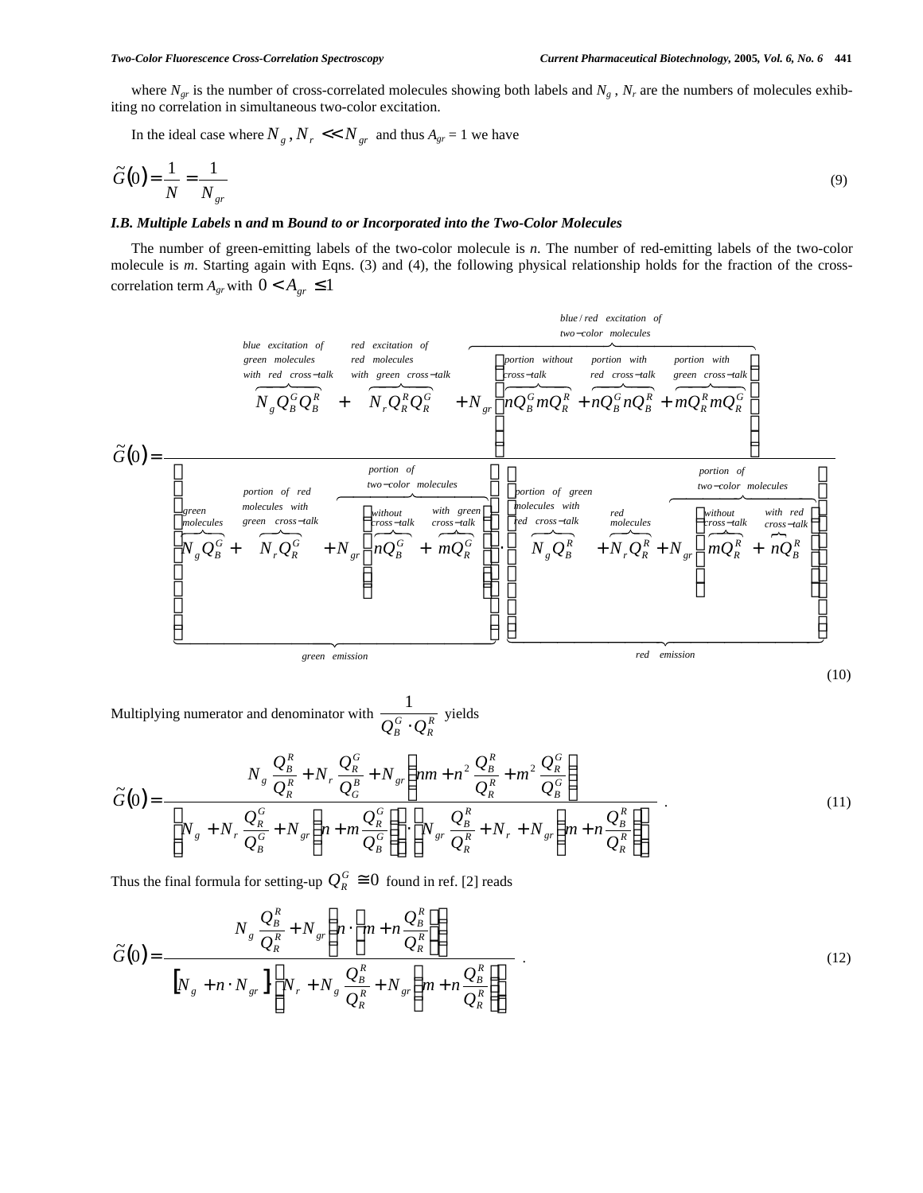where $N_{gr}$ is the number of cross-correlated molecules showing both labels and $N_g$ , $N_r$ are the numbers of molecules exhibiting no correlation in simultaneous two-color excitation.

In the ideal case where $N_g, N_r \ll N_{gr}$ and thus $A_{gr} = 1$ we have

$$\tilde{G}(0) = \frac{1}{N} = \frac{1}{N_{gr}} \tag{9}$$

### *I.B. Multiple Labels* **n** *and* **m** *Bound to or Incorporated into the Two-Color Molecules*

The number of green-emitting labels of the two-color molecule is *n*. The number of red-emitting labels of the two-color molecule is *m*. Starting again with Eqns. (3) and (4), the following physical relationship holds for the fraction of the cross-correlation term $A_{gr}$ with $0 < A_{gr} \leq 1$

$$\tilde{G}(0) = \frac{\underbrace{N_g Q_B^G Q_B^R}_{\substack{\text{blue excitation of}\\ \text{green molecules}\\ \text{with red cross-talk}}} + \underbrace{N_r Q_R^R Q_R^G}_{\substack{\text{red excitation of}\\ \text{red molecules}\\ \text{with green cross-talk}}} + \overbrace{N_{gr}\left(\underbrace{nQ_B^G mQ_R^R}_{\substack{\text{portion without}\\ \text{cross-talk}}} + \underbrace{nQ_B^G nQ_B^R}_{\substack{\text{portion with}\\ \text{red cross-talk}}} + \underbrace{mQ_R^R mQ_R^G}_{\substack{\text{portion with}\\ \text{green cross-talk}}}\right)}^{\text{blue/red excitation of two-color molecules}}}{\underbrace{\left(\underbrace{N_g Q_B^G}_{\substack{\text{green}\\ \text{molecules}}} + \underbrace{N_r Q_R^G}_{\substack{\text{portion of red molecules}\\ \text{with green cross-talk}}} + \overbrace{N_{gr}\left(\underbrace{nQ_B^G}_{\substack{\text{without}\\ \text{cross-talk}}} + \underbrace{mQ_R^G}_{\substack{\text{with green}\\ \text{cross-talk}}}\right)}^{\text{portion of two-color molecules}}\right)}_{\text{green emission}} \cdot \underbrace{\left(\underbrace{N_g Q_B^R}_{\substack{\text{portion of green molecules}\\ \text{with red cross-talk}}} + \underbrace{N_r Q_R^R}_{\substack{\text{red}\\ \text{molecules}}} + \overbrace{N_{gr}\left(\underbrace{mQ_R^R}_{\substack{\text{without}\\ \text{cross-talk}}} + \underbrace{nQ_B^R}_{\substack{\text{with red}\\ \text{cross-talk}}}\right)}^{\text{portion of two-color molecules}}\right)}_{\text{red emission}}} \tag{10}$$

Multiplying numerator and denominator with $\dfrac{1}{Q_B^G \cdot Q_R^R}$ yields

$$\tilde{G}(0) = \frac{N_g \dfrac{Q_B^R}{Q_R^R} + N_r \dfrac{Q_R^G}{Q_G^B} + N_{gr}\left(nm + n^2 \dfrac{Q_B^R}{Q_R^R} + m^2 \dfrac{Q_R^G}{Q_B^G}\right)}{\left(N_g + N_r \dfrac{Q_R^G}{Q_B^G} + N_{gr}\left(n + m\dfrac{Q_R^G}{Q_B^G}\right)\right) \cdot \left(N_{gr} \dfrac{Q_B^R}{Q_R^R} + N_r + N_{gr}\left(m + n\dfrac{Q_B^R}{Q_R^R}\right)\right)} \;. \tag{11}$$

Thus the final formula for setting-up $Q_R^G \cong 0$ found in ref. [2] reads

$$\tilde{G}(0) = \frac{N_g \dfrac{Q_B^R}{Q_R^R} + N_{gr}\left(n \cdot \left(m + n\dfrac{Q_B^R}{Q_R^R}\right)\right)}{\left[N_g + n \cdot N_{gr}\right] \cdot \left(N_r + N_g \dfrac{Q_B^R}{Q_R^R} + N_{gr}\left(m + n\dfrac{Q_B^R}{Q_R^R}\right)\right)} \;. \tag{12}$$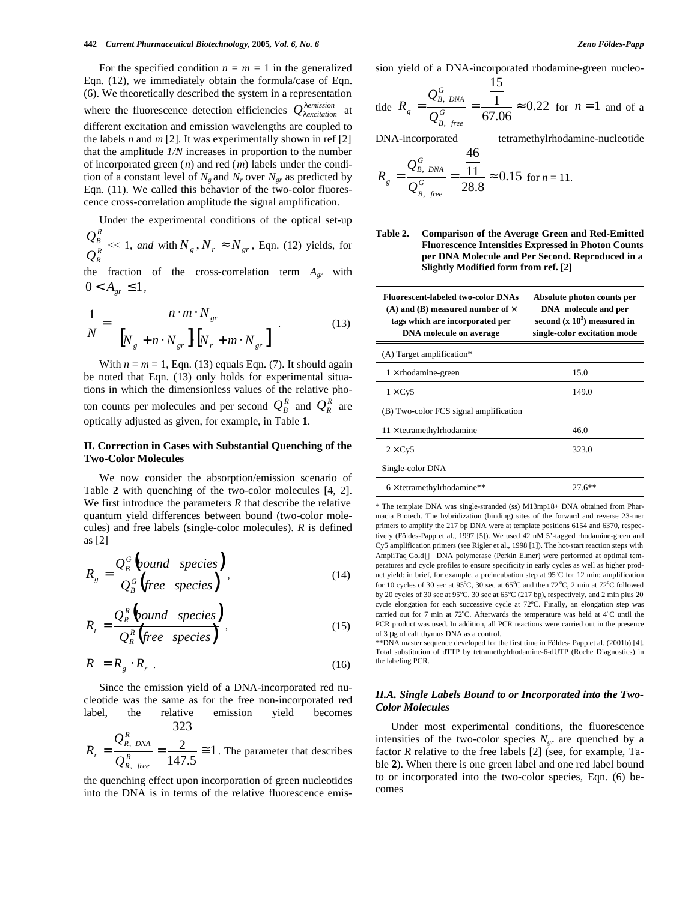For the specified condition $n = m = 1$ in the generalized Eqn. (12), we immediately obtain the formula/case of Eqn. (6). We theoretically described the system in a representation where the fluorescence detection efficiencies $Q_{\lambda excitation}^{\lambda emission}$ at different excitation and emission wavelengths are coupled to the labels $n$ and $m$ [2]. It was experimentally shown in ref [2] that the amplitude $1/N$ increases in proportion to the number of incorporated green ($n$) and red ($m$) labels under the condition of a constant level of $N_g$ and $N_r$ over $N_{gr}$ as predicted by Eqn. (11). We called this behavior of the two-color fluorescence cross-correlation amplitude the signal amplification.

Under the experimental conditions of the optical set-up $\frac{Q_B^R}{Q_R^R} << 1$, *and* with $N_g, N_r \approx N_{gr}$, Eqn. (12) yields, for the fraction of the cross-correlation term $A_{gr}$ with $0 < A_{gr} \leq 1$,

$$\frac{1}{N} = \frac{n \cdot m \cdot N_{gr}}{\left[N_g + n \cdot N_{gr}\right] \cdot \left[N_r + m \cdot N_{gr}\right]} . \tag{13}$$

With $n = m = 1$, Eqn. (13) equals Eqn. (7). It should again be noted that Eqn. (13) only holds for experimental situations in which the dimensionless values of the relative photon counts per molecules and per second $Q_B^R$ and $Q_R^R$ are optically adjusted as given, for example, in Table **1**.

### II. Correction in Cases with Substantial Quenching of the Two-Color Molecules

We now consider the absorption/emission scenario of Table **2** with quenching of the two-color molecules [4, 2]. We first introduce the parameters $R$ that describe the relative quantum yield differences between bound (two-color molecules) and free labels (single-color molecules). $R$ is defined as [2]

$$R_g = \frac{Q_B^G\left(bound \quad species\right)}{Q_B^G\left(free \quad species\right)} , \tag{14}$$

$$R_r = \frac{Q_R^R\left(bound \quad species\right)}{Q_R^R\left(free \quad species\right)} , \tag{15}$$

$$R = R_g \cdot R_r . \tag{16}$$

Since the emission yield of a DNA-incorporated red nucleotide was the same as for the free non-incorporated red label, the relative emission yield becomes $R_r = \frac{Q_{R,\ DNA}^R}{Q_{R,\ free}^R} = \frac{\frac{323}{2}}{147.5} \cong 1$. The parameter that describes the quenching effect upon incorporation of green nucleotides into the DNA is in terms of the relative fluorescence emission yield of a DNA-incorporated rhodamine-green nucleotide $R_g = \frac{Q_{B,\ DNA}^G}{Q_{B,\ free}^G} = \frac{\frac{15}{1}}{67.06} \approx 0.22$ for $n = 1$ and of a DNA-incorporated tetramethylrhodamine-nucleotide $R_g = \frac{Q_{B,\ DNA}^G}{Q_{B,\ free}^G} = \frac{\frac{46}{11}}{28.8} \approx 0.15$ for $n = 11$.

**Table 2. Comparison of the Average Green and Red-Emitted Fluorescence Intensities Expressed in Photon Counts per DNA Molecule and Per Second. Reproduced in a Slightly Modified form from ref. [2]**

| Fluorescent-labeled two-color DNAs (A) and (B) measured number of × tags which are incorporated per DNA molecule on average | Absolute photon counts per DNA molecule and per second (x $10^3$) measured in single-color excitation mode |
|---|---|
| (A) Target amplification* | |
| 1 × rhodamine-green | 15.0 |
| 1 × Cy5 | 149.0 |
| (B) Two-color FCS signal amplification | |
| 11 × tetramethylrhodamine | 46.0 |
| 2 × Cy5 | 323.0 |
| Single-color DNA | |
| 6 × tetramethylrhodamine** | 27.6** |

\* The template DNA was single-stranded (ss) M13mp18+ DNA obtained from Pharmacia Biotech. The hybridization (binding) sites of the forward and reverse 23-mer primers to amplify the 217 bp DNA were at template positions 6154 and 6370, respectively (Földes-Papp et al., 1997 [5]). We used 42 nM 5'-tagged rhodamine-green and Cy5 amplification primers (see Rigler et al., 1998 [1]). The hot-start reaction steps with AmpliTaq Gold DNA polymerase (Perkin Elmer) were performed at optimal temperatures and cycle profiles to ensure specificity in early cycles as well as higher product yield: in brief, for example, a preincubation step at 95°C for 12 min; amplification for 10 cycles of 30 sec at 95°C, 30 sec at 65°C and then 72°C, 2 min at 72°C followed by 20 cycles of 30 sec at 95°C, 30 sec at 65°C (217 bp), respectively, and 2 min plus 20 cycle elongation for each successive cycle at 72ºC. Finally, an elongation step was carried out for 7 min at 72ºC. Afterwards the temperature was held at 4ºC until the PCR product was used. In addition, all PCR reactions were carried out in the presence of 3 µg of calf thymus DNA as a control.

\*\*DNA master sequence developed for the first time in Földes- Papp et al. (2001b) [4]. Total substitution of dTTP by tetramethylrhodamine-6-dUTP (Roche Diagnostics) in the labeling PCR.

#### *II.A. Single Labels Bound to or Incorporated into the Two-Color Molecules*

Under most experimental conditions, the fluorescence intensities of the two-color species $N_{gr}$ are quenched by a factor $R$ relative to the free labels [2] (see, for example, Table **2**). When there is one green label and one red label bound to or incorporated into the two-color species, Eqn. (6) becomes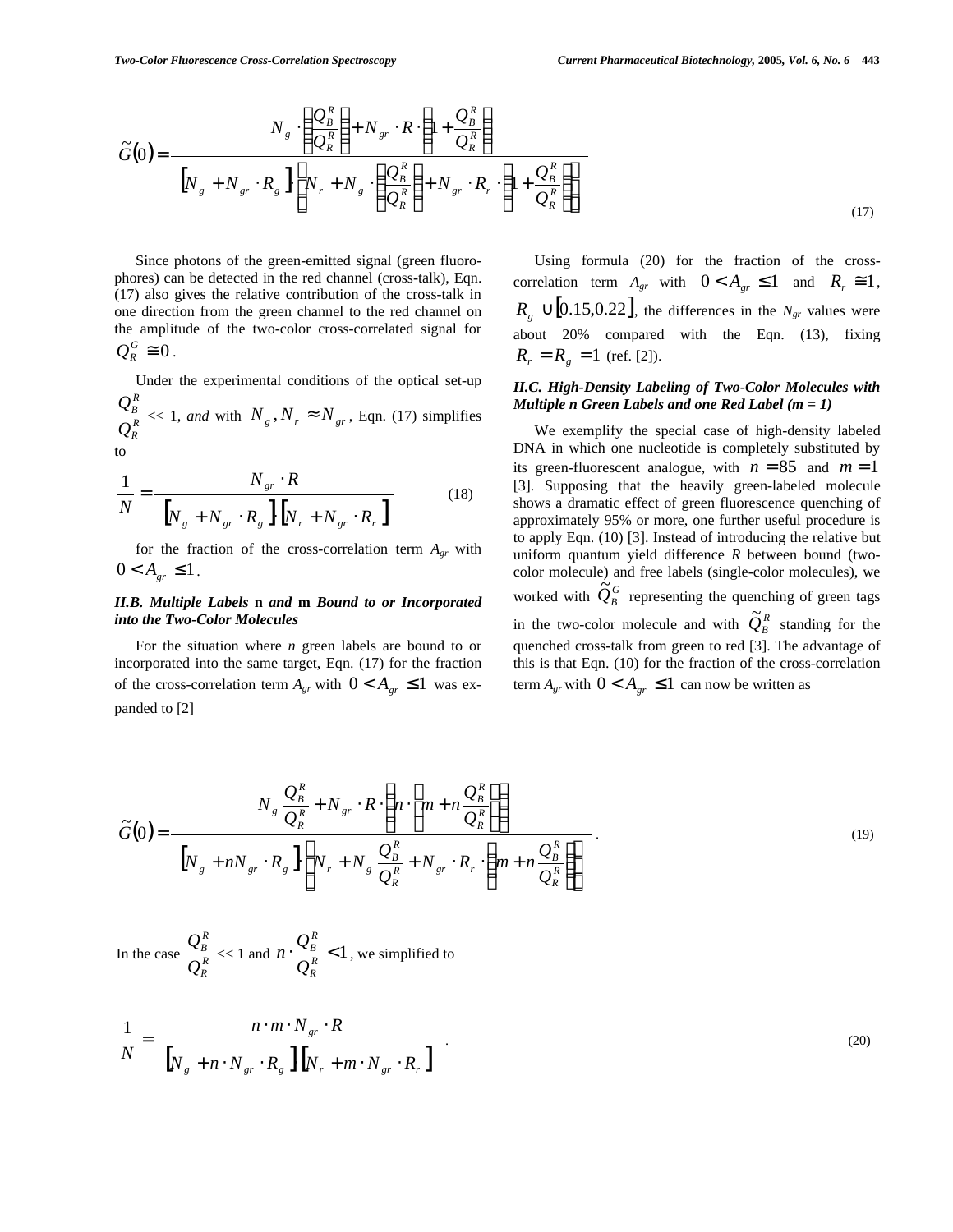$$\tilde{G}(0) = \frac{N_g \cdot \left(\frac{Q_B^R}{Q_R^R}\right) + N_{gr} \cdot R \cdot \left(1 + \frac{Q_B^R}{Q_R^R}\right)}{\left[N_g + N_{gr} \cdot R_g\right] \cdot \left(N_r + N_g \cdot \left(\frac{Q_B^R}{Q_R^R}\right) + N_{gr} \cdot R_r \cdot \left(1 + \frac{Q_B^R}{Q_R^R}\right)\right)} \tag{17}$$

Since photons of the green-emitted signal (green fluorophores) can be detected in the red channel (cross-talk), Eqn. (17) also gives the relative contribution of the cross-talk in one direction from the green channel to the red channel on the amplitude of the two-color cross-correlated signal for $Q_R^G \cong 0$.

Under the experimental conditions of the optical set-up $\frac{Q_B^R}{Q_R^R} << 1$, *and* with $N_g, N_r \approx N_{gr}$, Eqn. (17) simplifies to

$$\frac{1}{N} = \frac{N_{gr} \cdot R}{\left[N_g + N_{gr} \cdot R_g\right] \cdot \left[N_r + N_{gr} \cdot R_r\right]} \tag{18}$$

for the fraction of the cross-correlation term $A_{gr}$ with $0 < A_{gr} \leq 1$.

### *II.B. Multiple Labels* **n** *and* **m** *Bound to or Incorporated into the Two-Color Molecules*

For the situation where *n* green labels are bound to or incorporated into the same target, Eqn. (17) for the fraction of the cross-correlation term $A_{gr}$ with $0 < A_{gr} \leq 1$ was expanded to [2]

Using formula (20) for the fraction of the cross-correlation term $A_{gr}$ with $0 < A_{gr} \leq 1$ and $R_r \cong 1$, $R_g \cup [0.15, 0.22]$, the differences in the $N_{gr}$ values were about 20% compared with the Eqn. (13), fixing $R_r = R_g = 1$ (ref. [2]).

### *II.C. High-Density Labeling of Two-Color Molecules with Multiple n Green Labels and one Red Label (m = 1)*

We exemplify the special case of high-density labeled DNA in which one nucleotide is completely substituted by its green-fluorescent analogue, with $\bar{n} = 85$ and $m = 1$ [3]. Supposing that the heavily green-labeled molecule shows a dramatic effect of green fluorescence quenching of approximately 95% or more, one further useful procedure is to apply Eqn. (10) [3]. Instead of introducing the relative but uniform quantum yield difference *R* between bound (two-color molecule) and free labels (single-color molecules), we worked with $\tilde{Q}_B^G$ representing the quenching of green tags in the two-color molecule and with $\tilde{Q}_B^R$ standing for the quenched cross-talk from green to red [3]. The advantage of this is that Eqn. (10) for the fraction of the cross-correlation term $A_{gr}$ with $0 < A_{gr} \leq 1$ can now be written as

$$\tilde{G}(0) = \frac{N_g \frac{Q_B^R}{Q_R^R} + N_{gr} \cdot R \cdot \left(n \cdot \left(m + n \frac{Q_B^R}{Q_R^R}\right)\right)}{\left[N_g + nN_{gr} \cdot R_g\right] \cdot \left(N_r + N_g \frac{Q_B^R}{Q_R^R} + N_{gr} \cdot R_r \cdot \left(m + n \frac{Q_B^R}{Q_R^R}\right)\right)}. \tag{19}$$

In the case $\frac{Q_B^R}{Q_R^R} << 1$ and $n \cdot \frac{Q_B^R}{Q_R^R} < 1$, we simplified to

$$\frac{1}{N} = \frac{n \cdot m \cdot N_{gr} \cdot R}{\left[N_g + n \cdot N_{gr} \cdot R_g\right] \cdot \left[N_r + m \cdot N_{gr} \cdot R_r\right]}. \tag{20}$$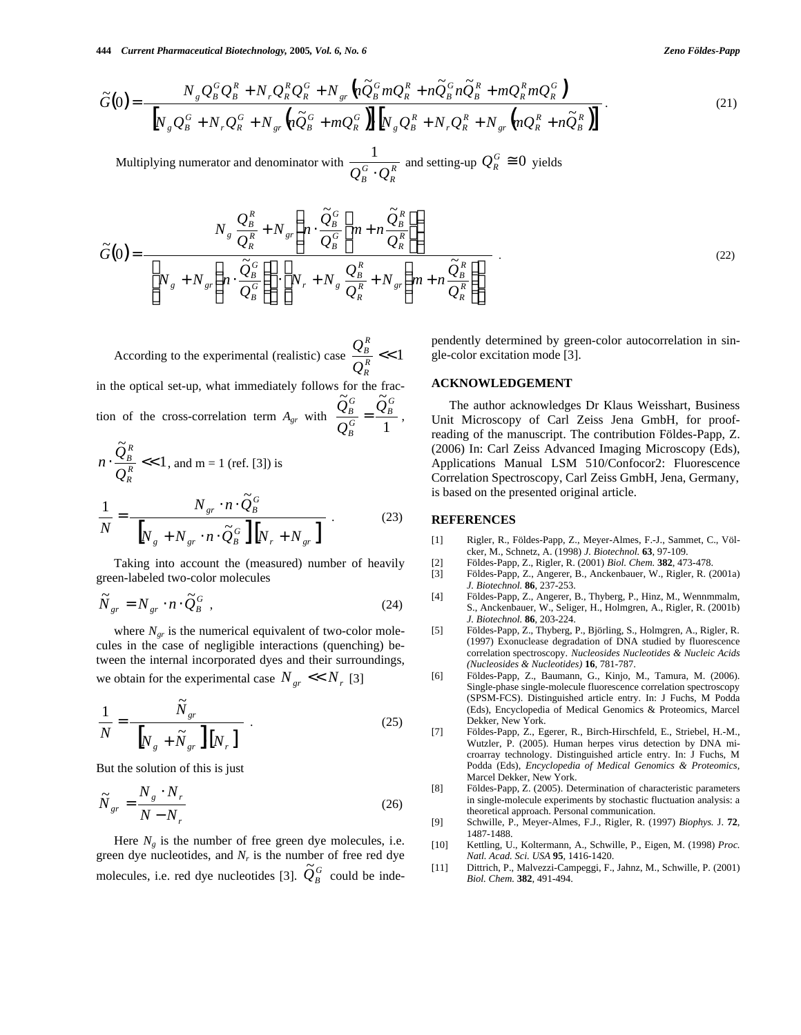$$\tilde{G}(0) = \frac{N_g Q_B^G Q_B^R + N_r Q_R^R Q_R^G + N_{gr}\left(n\tilde{Q}_B^G m Q_R^R + n\tilde{Q}_B^G n\tilde{Q}_B^R + m Q_R^R m Q_R^G\right)}{\left[N_g Q_B^G + N_r Q_R^G + N_{gr}\left(n\tilde{Q}_B^G + m Q_R^G\right)\right]\left[N_g Q_B^R + N_r Q_R^R + N_{gr}\left(m Q_R^R + n\tilde{Q}_B^R\right)\right]} . \tag{21}$$

Multiplying numerator and denominator with $\frac{1}{Q_B^G \cdot Q_R^R}$ and setting-up $Q_R^G \cong 0$ yields

$$\tilde{G}(0) = \frac{N_g \frac{Q_B^R}{Q_R^R} + N_{gr}\left(n \cdot \frac{\tilde{Q}_B^G}{Q_B^G}\left(m + n\frac{\tilde{Q}_B^R}{Q_R^R}\right)\right)}{\left(N_g + N_{gr}\left(n \cdot \frac{\tilde{Q}_B^G}{Q_B^G}\right)\right) \cdot \left(N_r + N_g \frac{Q_B^R}{Q_R^R} + N_{gr}\left(m + n\frac{\tilde{Q}_B^R}{Q_R^R}\right)\right)} . \tag{22}$$

According to the experimental (realistic) case $\frac{Q_B^R}{Q_R^R} << 1$ in the optical set-up, what immediately follows for the fraction of the cross-correlation term $A_{gr}$ with $\frac{\tilde{Q}_B^G}{Q_B^G} = \frac{\tilde{Q}_B^G}{1}$, $n \cdot \frac{\tilde{Q}_B^R}{Q_R^R} << 1$, and m = 1 (ref. [3]) is

$$\frac{1}{N} = \frac{N_{gr} \cdot n \cdot \tilde{Q}_B^G}{\left[N_g + N_{gr} \cdot n \cdot \tilde{Q}_B^G\right]\left[N_r + N_{gr}\right]} . \tag{23}$$

Taking into account the (measured) number of heavily green-labeled two-color molecules

$$\tilde{N}_{gr} = N_{gr} \cdot n \cdot \tilde{Q}_B^G , \tag{24}$$

where $N_{gr}$ is the numerical equivalent of two-color molecules in the case of negligible interactions (quenching) between the internal incorporated dyes and their surroundings, we obtain for the experimental case $N_{gr} << N_r$ [3]

$$\frac{1}{N} = \frac{\tilde{N}_{gr}}{\left[N_g + \tilde{N}_{gr}\right]\left[N_r\right]} . \tag{25}$$

But the solution of this is just

$$\tilde{N}_{gr} = \frac{N_g \cdot N_r}{N - N_r} \tag{26}$$

Here $N_g$ is the number of free green dye molecules, i.e. green dye nucleotides, and $N_r$ is the number of free red dye molecules, i.e. red dye nucleotides [3]. $\tilde{Q}_B^G$ could be independently determined by green-color autocorrelation in single-color excitation mode [3].

## ACKNOWLEDGEMENT

The author acknowledges Dr Klaus Weisshart, Business Unit Microscopy of Carl Zeiss Jena GmbH, for proof-reading of the manuscript. The contribution Földes-Papp, Z. (2006) In: Carl Zeiss Advanced Imaging Microscopy (Eds), Applications Manual LSM 510/Confocor2: Fluorescence Correlation Spectroscopy, Carl Zeiss GmbH, Jena, Germany, is based on the presented original article.

## REFERENCES

[1] Rigler, R., Földes-Papp, Z., Meyer-Almes, F.-J., Sammet, C., Völcker, M., Schnetz, A. (1998) *J. Biotechnol.* **63**, 97-109.

[2] Földes-Papp, Z., Rigler, R. (2001) *Biol. Chem.* **382**, 473-478.

[3] Földes-Papp, Z., Angerer, B., Anckenbauer, W., Rigler, R. (2001a) *J. Biotechnol.* **86**, 237-253.

[4] Földes-Papp, Z., Angerer, B., Thyberg, P., Hinz, M., Wennmmalm, S., Anckenbauer, W., Seliger, H., Holmgren, A., Rigler, R. (2001b) *J. Biotechnol.* **86**, 203-224.

[5] Földes-Papp, Z., Thyberg, P., Björling, S., Holmgren, A., Rigler, R. (1997) Exonuclease degradation of DNA studied by fluorescence correlation spectroscopy. *Nucleosides Nucleotides & Nucleic Acids (Nucleosides & Nucleotides)* **16**, 781-787.

[6] Földes-Papp, Z., Baumann, G., Kinjo, M., Tamura, M. (2006). Single-phase single-molecule fluorescence correlation spectroscopy (SPSM-FCS). Distinguished article entry. In: J Fuchs, M Podda (Eds), Encyclopedia of Medical Genomics & Proteomics, Marcel Dekker, New York.

[7] Földes-Papp, Z., Egerer, R., Birch-Hirschfeld, E., Striebel, H.-M., Wutzler, P. (2005). Human herpes virus detection by DNA microarray technology. Distinguished article entry. In: J Fuchs, M Podda (Eds), *Encyclopedia of Medical Genomics & Proteomics*, Marcel Dekker, New York.

[8] Földes-Papp, Z. (2005). Determination of characteristic parameters in single-molecule experiments by stochastic fluctuation analysis: a theoretical approach. Personal communication.

[9] Schwille, P., Meyer-Almes, F.J., Rigler, R. (1997) *Biophys.* J. **72**, 1487-1488.

[10] Kettling, U., Koltermann, A., Schwille, P., Eigen, M. (1998) *Proc. Natl. Acad. Sci. USA* **95**, 1416-1420.

[11] Dittrich, P., Malvezzi-Campeggi, F., Jahnz, M., Schwille, P. (2001) *Biol. Chem.* **382**, 491-494.